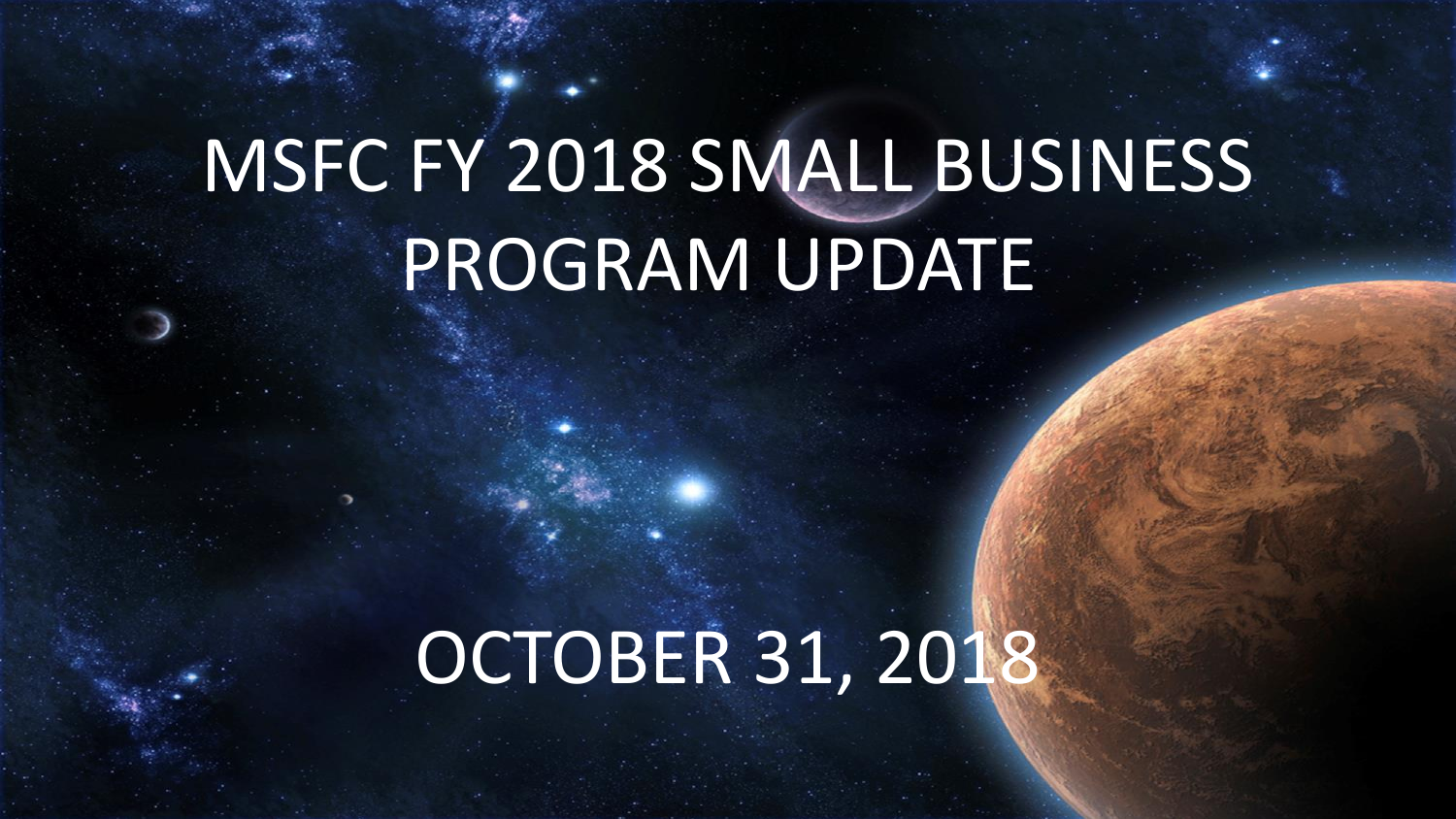# MSFC FY 2018 SMALL BUSINESS PROGRAM UPDATE

OCTOBER 31, 2018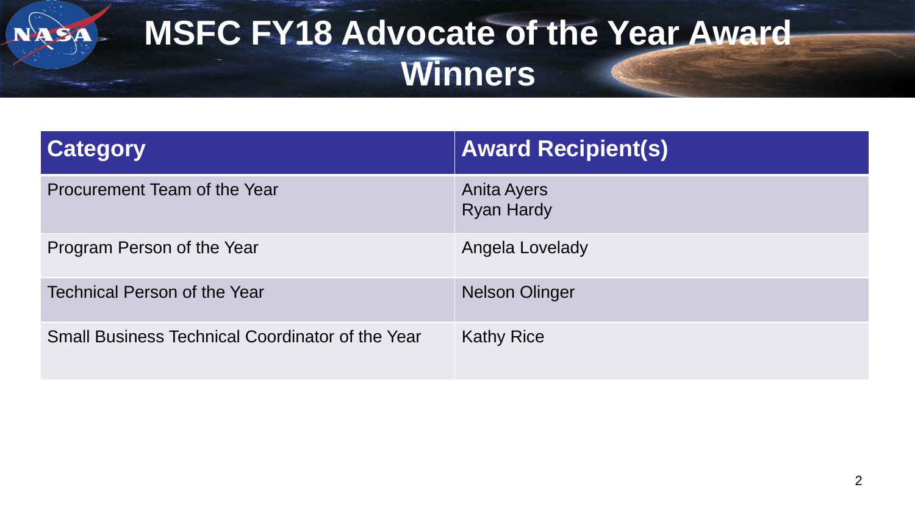# MSFC FY18 Advocate of the Year Award Winners

| Category | Award Recipient(s) |
| --- | --- |
| Procurement Team of the Year | Anita Ayers<br>Ryan Hardy |
| Program Person of the Year | Angela Lovelady |
| Technical Person of the Year | Nelson Olinger |
| Small Business Technical Coordinator of the Year | Kathy Rice |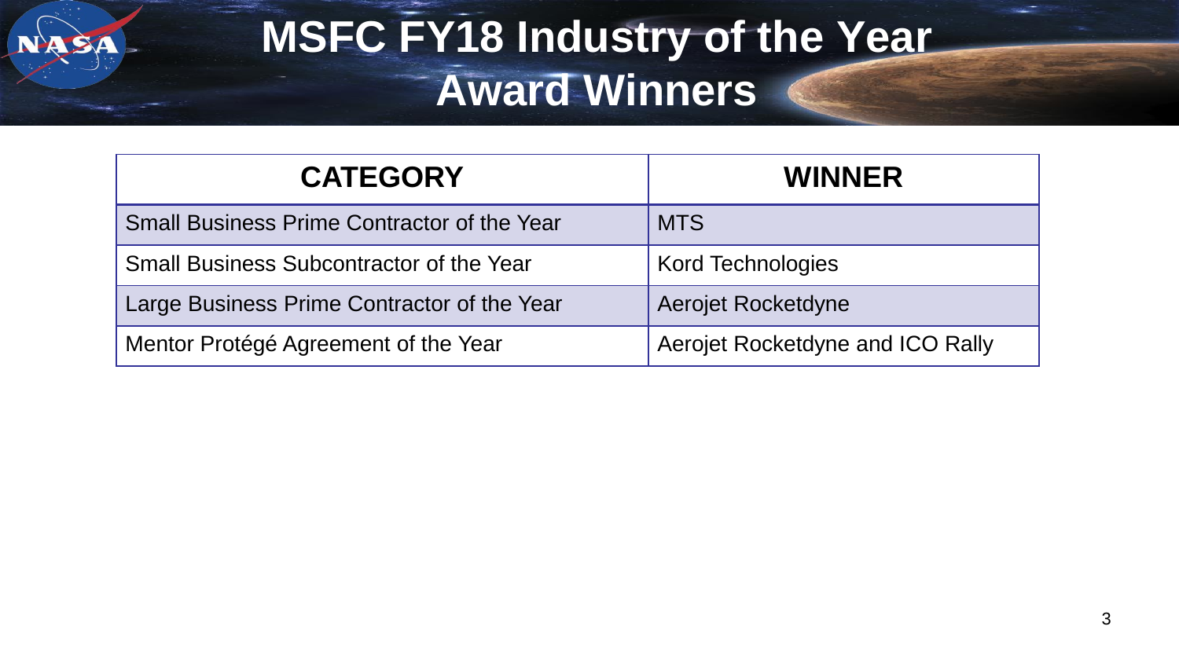# MSFC FY18 Industry of the Year Award Winners

| CATEGORY | WINNER |
| --- | --- |
| Small Business Prime Contractor of the Year | MTS |
| Small Business Subcontractor of the Year | Kord Technologies |
| Large Business Prime Contractor of the Year | Aerojet Rocketdyne |
| Mentor Protégé Agreement of the Year | Aerojet Rocketdyne and ICO Rally |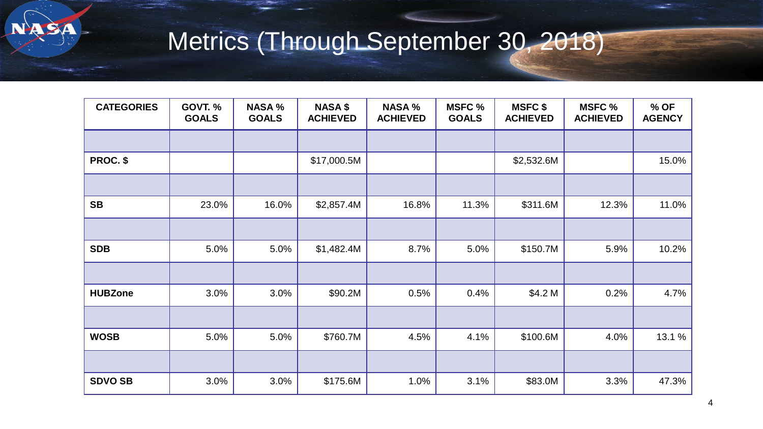# Metrics (Through September 30, 2018)

| CATEGORIES | GOVT. % GOALS | NASA % GOALS | NASA $ ACHIEVED | NASA % ACHIEVED | MSFC % GOALS | MSFC $ ACHIEVED | MSFC % ACHIEVED | % OF AGENCY |
|---|---|---|---|---|---|---|---|---|
| | | | | | | | | |
| **PROC. $** | | | $17,000.5M | | | $2,532.6M | | 15.0% |
| | | | | | | | | |
| **SB** | 23.0% | 16.0% | $2,857.4M | 16.8% | 11.3% | $311.6M | 12.3% | 11.0% |
| | | | | | | | | |
| **SDB** | 5.0% | 5.0% | $1,482.4M | 8.7% | 5.0% | $150.7M | 5.9% | 10.2% |
| | | | | | | | | |
| **HUBZone** | 3.0% | 3.0% | $90.2M | 0.5% | 0.4% | $4.2 M | 0.2% | 4.7% |
| | | | | | | | | |
| **WOSB** | 5.0% | 5.0% | $760.7M | 4.5% | 4.1% | $100.6M | 4.0% | 13.1 % |
| | | | | | | | | |
| **SDVO SB** | 3.0% | 3.0% | $175.6M | 1.0% | 3.1% | $83.0M | 3.3% | 47.3% |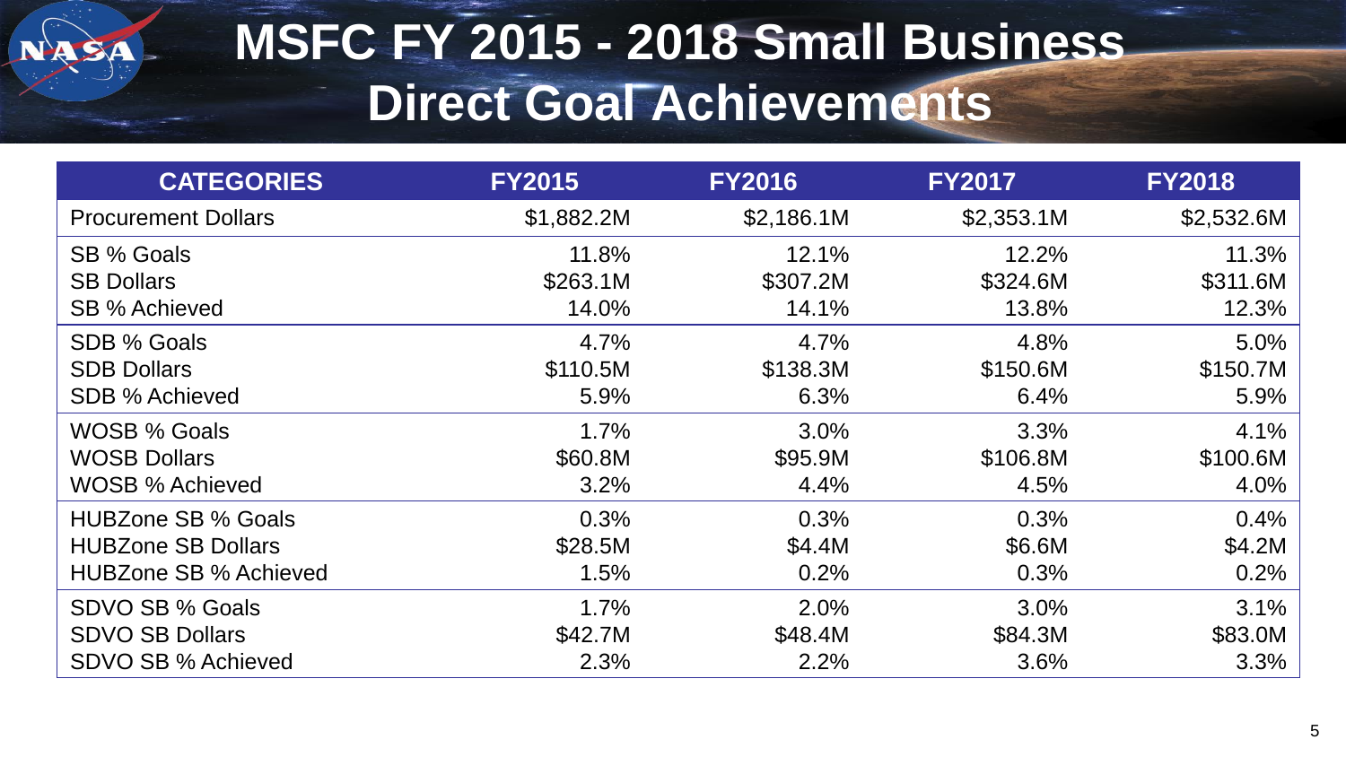# MSFC FY 2015 - 2018 Small Business Direct Goal Achievements

| CATEGORIES | FY2015 | FY2016 | FY2017 | FY2018 |
|---|---|---|---|---|
| Procurement Dollars | $1,882.2M | $2,186.1M | $2,353.1M | $2,532.6M |
| SB % Goals | 11.8% | 12.1% | 12.2% | 11.3% |
| SB Dollars | $263.1M | $307.2M | $324.6M | $311.6M |
| SB % Achieved | 14.0% | 14.1% | 13.8% | 12.3% |
| SDB % Goals | 4.7% | 4.7% | 4.8% | 5.0% |
| SDB Dollars | $110.5M | $138.3M | $150.6M | $150.7M |
| SDB % Achieved | 5.9% | 6.3% | 6.4% | 5.9% |
| WOSB % Goals | 1.7% | 3.0% | 3.3% | 4.1% |
| WOSB Dollars | $60.8M | $95.9M | $106.8M | $100.6M |
| WOSB % Achieved | 3.2% | 4.4% | 4.5% | 4.0% |
| HUBZone SB % Goals | 0.3% | 0.3% | 0.3% | 0.4% |
| HUBZone SB Dollars | $28.5M | $4.4M | $6.6M | $4.2M |
| HUBZone SB % Achieved | 1.5% | 0.2% | 0.3% | 0.2% |
| SDVO SB % Goals | 1.7% | 2.0% | 3.0% | 3.1% |
| SDVO SB Dollars | $42.7M | $48.4M | $84.3M | $83.0M |
| SDVO SB % Achieved | 2.3% | 2.2% | 3.6% | 3.3% |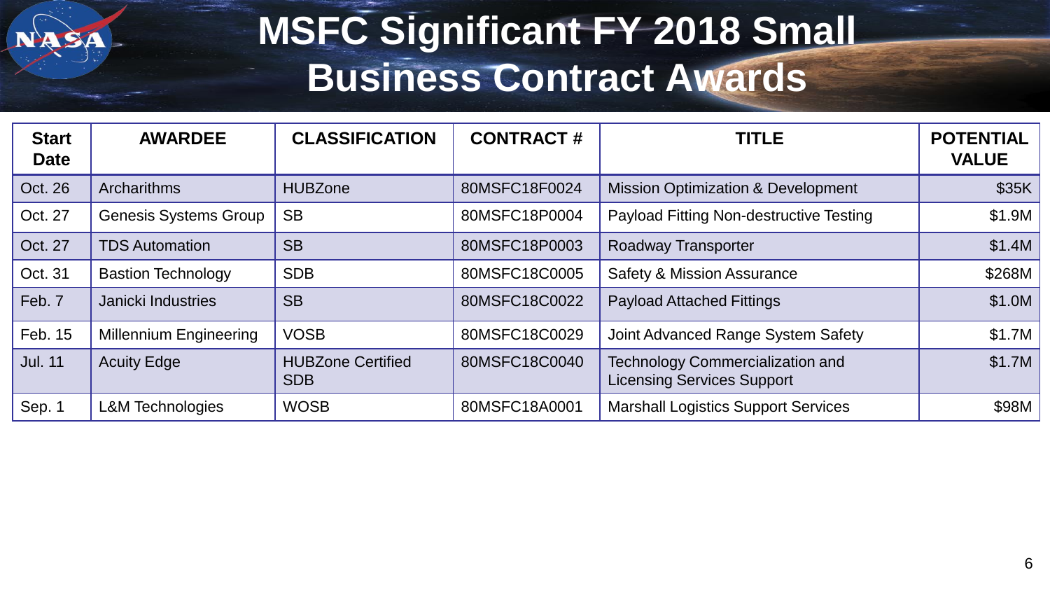# MSFC Significant FY 2018 Small Business Contract Awards

| Start Date | AWARDEE | CLASSIFICATION | CONTRACT # | TITLE | POTENTIAL VALUE |
|---|---|---|---|---|---|
| Oct. 26 | Archarithms | HUBZone | 80MSFC18F0024 | Mission Optimization & Development | $35K |
| Oct. 27 | Genesis Systems Group | SB | 80MSFC18P0004 | Payload Fitting Non-destructive Testing | $1.9M |
| Oct. 27 | TDS Automation | SB | 80MSFC18P0003 | Roadway Transporter | $1.4M |
| Oct. 31 | Bastion Technology | SDB | 80MSFC18C0005 | Safety & Mission Assurance | $268M |
| Feb. 7 | Janicki Industries | SB | 80MSFC18C0022 | Payload Attached Fittings | $1.0M |
| Feb. 15 | Millennium Engineering | VOSB | 80MSFC18C0029 | Joint Advanced Range System Safety | $1.7M |
| Jul. 11 | Acuity Edge | HUBZone Certified SDB | 80MSFC18C0040 | Technology Commercialization and Licensing Services Support | $1.7M |
| Sep. 1 | L&M Technologies | WOSB | 80MSFC18A0001 | Marshall Logistics Support Services | $98M |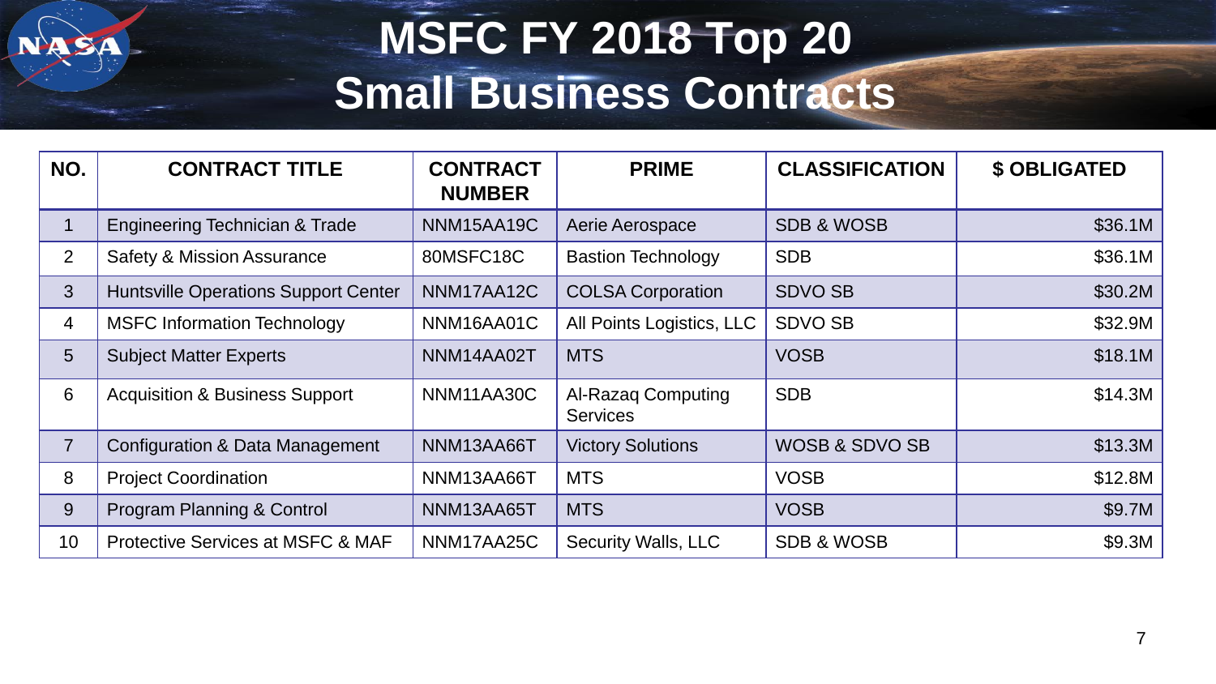# MSFC FY 2018 Top 20 Small Business Contracts

| NO. | CONTRACT TITLE | CONTRACT NUMBER | PRIME | CLASSIFICATION | $ OBLIGATED |
|---|---|---|---|---|---|
| 1 | Engineering Technician & Trade | NNM15AA19C | Aerie Aerospace | SDB & WOSB | $36.1M |
| 2 | Safety & Mission Assurance | 80MSFC18C | Bastion Technology | SDB | $36.1M |
| 3 | Huntsville Operations Support Center | NNM17AA12C | COLSA Corporation | SDVO SB | $30.2M |
| 4 | MSFC Information Technology | NNM16AA01C | All Points Logistics, LLC | SDVO SB | $32.9M |
| 5 | Subject Matter Experts | NNM14AA02T | MTS | VOSB | $18.1M |
| 6 | Acquisition & Business Support | NNM11AA30C | Al-Razaq Computing Services | SDB | $14.3M |
| 7 | Configuration & Data Management | NNM13AA66T | Victory Solutions | WOSB & SDVO SB | $13.3M |
| 8 | Project Coordination | NNM13AA66T | MTS | VOSB | $12.8M |
| 9 | Program Planning & Control | NNM13AA65T | MTS | VOSB | $9.7M |
| 10 | Protective Services at MSFC & MAF | NNM17AA25C | Security Walls, LLC | SDB & WOSB | $9.3M |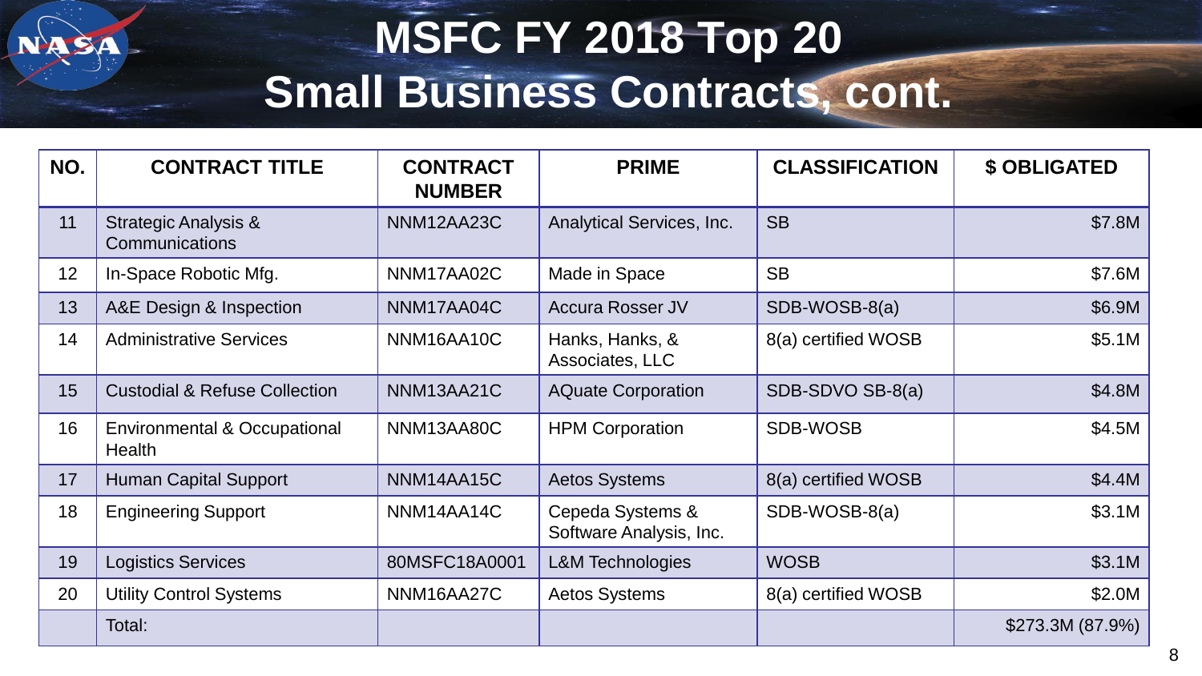# MSFC FY 2018 Top 20 Small Business Contracts, cont.

| NO. | CONTRACT TITLE | CONTRACT NUMBER | PRIME | CLASSIFICATION | $ OBLIGATED |
|---|---|---|---|---|---|
| 11 | Strategic Analysis & Communications | NNM12AA23C | Analytical Services, Inc. | SB | $7.8M |
| 12 | In-Space Robotic Mfg. | NNM17AA02C | Made in Space | SB | $7.6M |
| 13 | A&E Design & Inspection | NNM17AA04C | Accura Rosser JV | SDB-WOSB-8(a) | $6.9M |
| 14 | Administrative Services | NNM16AA10C | Hanks, Hanks, & Associates, LLC | 8(a) certified WOSB | $5.1M |
| 15 | Custodial & Refuse Collection | NNM13AA21C | AQuate Corporation | SDB-SDVO SB-8(a) | $4.8M |
| 16 | Environmental & Occupational Health | NNM13AA80C | HPM Corporation | SDB-WOSB | $4.5M |
| 17 | Human Capital Support | NNM14AA15C | Aetos Systems | 8(a) certified WOSB | $4.4M |
| 18 | Engineering Support | NNM14AA14C | Cepeda Systems & Software Analysis, Inc. | SDB-WOSB-8(a) | $3.1M |
| 19 | Logistics Services | 80MSFC18A0001 | L&M Technologies | WOSB | $3.1M |
| 20 | Utility Control Systems | NNM16AA27C | Aetos Systems | 8(a) certified WOSB | $2.0M |
| | Total: | | | | $273.3M (87.9%) |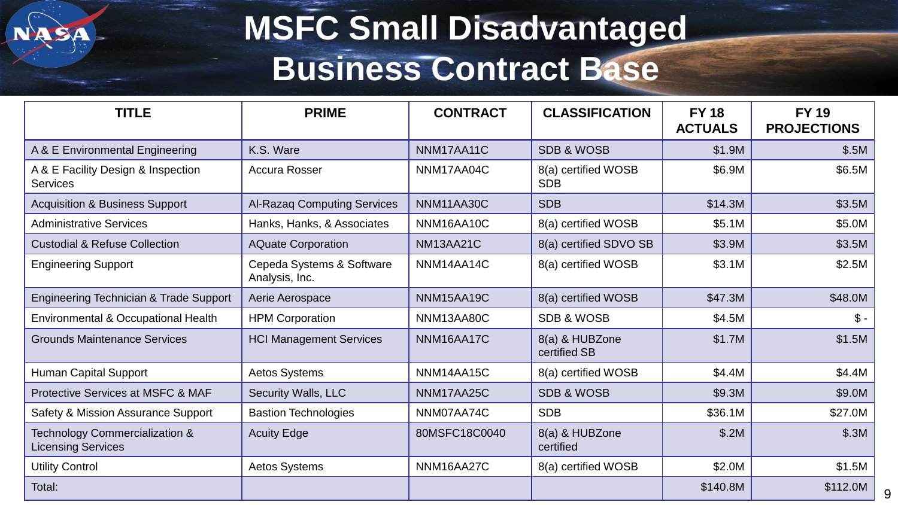# MSFC Small Disadvantaged Business Contract Base

| TITLE | PRIME | CONTRACT | CLASSIFICATION | FY 18 ACTUALS | FY 19 PROJECTIONS |
|---|---|---|---|---|---|
| A & E Environmental Engineering | K.S. Ware | NNM17AA11C | SDB & WOSB | $1.9M | $.5M |
| A & E Facility Design & Inspection Services | Accura Rosser | NNM17AA04C | 8(a) certified WOSB SDB | $6.9M | $6.5M |
| Acquisition & Business Support | Al-Razaq Computing Services | NNM11AA30C | SDB | $14.3M | $3.5M |
| Administrative Services | Hanks, Hanks, & Associates | NNM16AA10C | 8(a) certified WOSB | $5.1M | $5.0M |
| Custodial & Refuse Collection | AQuate Corporation | NM13AA21C | 8(a) certified SDVO SB | $3.9M | $3.5M |
| Engineering Support | Cepeda Systems & Software Analysis, Inc. | NNM14AA14C | 8(a) certified WOSB | $3.1M | $2.5M |
| Engineering Technician & Trade Support | Aerie Aerospace | NNM15AA19C | 8(a) certified WOSB | $47.3M | $48.0M |
| Environmental & Occupational Health | HPM Corporation | NNM13AA80C | SDB & WOSB | $4.5M | $ - |
| Grounds Maintenance Services | HCI Management Services | NNM16AA17C | 8(a) & HUBZone certified SB | $1.7M | $1.5M |
| Human Capital Support | Aetos Systems | NNM14AA15C | 8(a) certified WOSB | $4.4M | $4.4M |
| Protective Services at MSFC & MAF | Security Walls, LLC | NNM17AA25C | SDB & WOSB | $9.3M | $9.0M |
| Safety & Mission Assurance Support | Bastion Technologies | NNM07AA74C | SDB | $36.1M | $27.0M |
| Technology Commercialization & Licensing Services | Acuity Edge | 80MSFC18C0040 | 8(a) & HUBZone certified | $.2M | $.3M |
| Utility Control | Aetos Systems | NNM16AA27C | 8(a) certified WOSB | $2.0M | $1.5M |
| Total: | | | | $140.8M | $112.0M |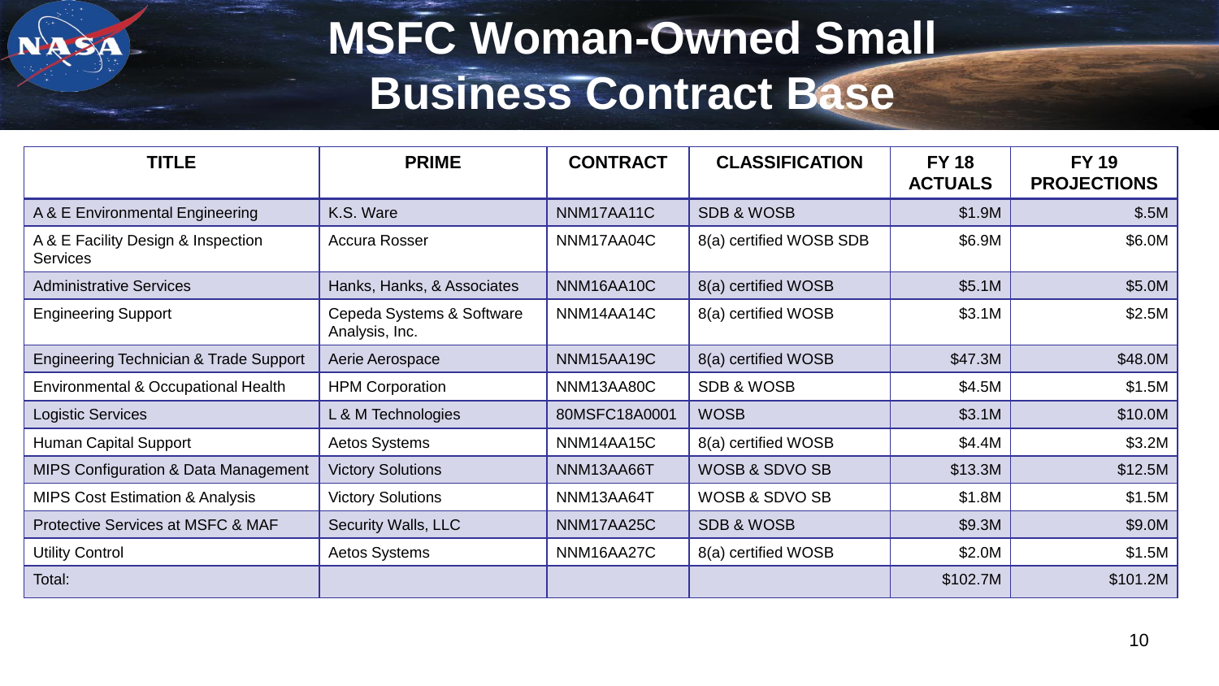# MSFC Woman-Owned Small Business Contract Base

| TITLE | PRIME | CONTRACT | CLASSIFICATION | FY 18 ACTUALS | FY 19 PROJECTIONS |
|---|---|---|---|---|---|
| A & E Environmental Engineering | K.S. Ware | NNM17AA11C | SDB & WOSB | $1.9M | $.5M |
| A & E Facility Design & Inspection Services | Accura Rosser | NNM17AA04C | 8(a) certified WOSB SDB | $6.9M | $6.0M |
| Administrative Services | Hanks, Hanks, & Associates | NNM16AA10C | 8(a) certified WOSB | $5.1M | $5.0M |
| Engineering Support | Cepeda Systems & Software Analysis, Inc. | NNM14AA14C | 8(a) certified WOSB | $3.1M | $2.5M |
| Engineering Technician & Trade Support | Aerie Aerospace | NNM15AA19C | 8(a) certified WOSB | $47.3M | $48.0M |
| Environmental & Occupational Health | HPM Corporation | NNM13AA80C | SDB & WOSB | $4.5M | $1.5M |
| Logistic Services | L & M Technologies | 80MSFC18A0001 | WOSB | $3.1M | $10.0M |
| Human Capital Support | Aetos Systems | NNM14AA15C | 8(a) certified WOSB | $4.4M | $3.2M |
| MIPS Configuration & Data Management | Victory Solutions | NNM13AA66T | WOSB & SDVO SB | $13.3M | $12.5M |
| MIPS Cost Estimation & Analysis | Victory Solutions | NNM13AA64T | WOSB & SDVO SB | $1.8M | $1.5M |
| Protective Services at MSFC & MAF | Security Walls, LLC | NNM17AA25C | SDB & WOSB | $9.3M | $9.0M |
| Utility Control | Aetos Systems | NNM16AA27C | 8(a) certified WOSB | $2.0M | $1.5M |
| Total: | | | | $102.7M | $101.2M |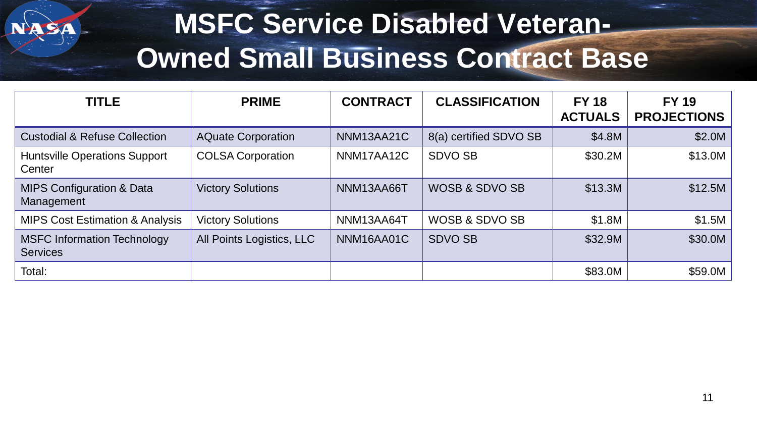# MSFC Service Disabled Veteran-Owned Small Business Contract Base

| TITLE | PRIME | CONTRACT | CLASSIFICATION | FY 18 ACTUALS | FY 19 PROJECTIONS |
|---|---|---|---|---|---|
| Custodial & Refuse Collection | AQuate Corporation | NNM13AA21C | 8(a) certified SDVO SB | $4.8M | $2.0M |
| Huntsville Operations Support Center | COLSA Corporation | NNM17AA12C | SDVO SB | $30.2M | $13.0M |
| MIPS Configuration & Data Management | Victory Solutions | NNM13AA66T | WOSB & SDVO SB | $13.3M | $12.5M |
| MIPS Cost Estimation & Analysis | Victory Solutions | NNM13AA64T | WOSB & SDVO SB | $1.8M | $1.5M |
| MSFC Information Technology Services | All Points Logistics, LLC | NNM16AA01C | SDVO SB | $32.9M | $30.0M |
| Total: | | | | $83.0M | $59.0M |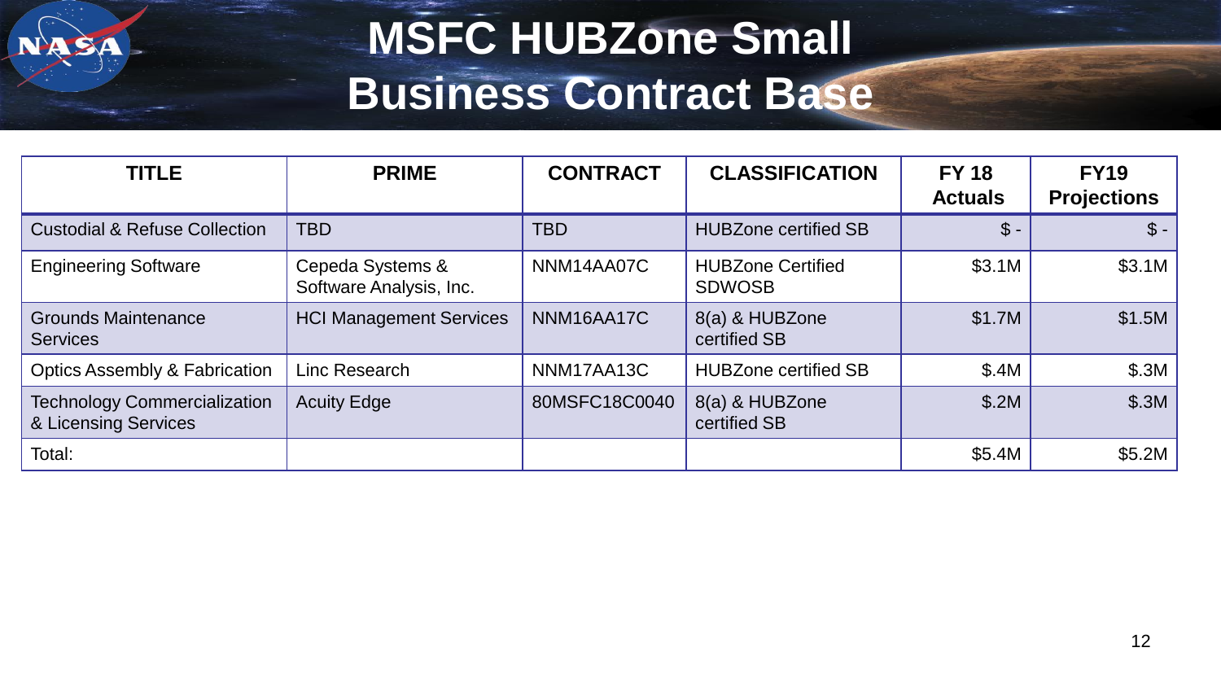# MSFC HUBZone Small Business Contract Base

| TITLE | PRIME | CONTRACT | CLASSIFICATION | FY 18 Actuals | FY19 Projections |
|---|---|---|---|---|---|
| Custodial & Refuse Collection | TBD | TBD | HUBZone certified SB | $ - | $ - |
| Engineering Software | Cepeda Systems & Software Analysis, Inc. | NNM14AA07C | HUBZone Certified SDWOSB | $3.1M | $3.1M |
| Grounds Maintenance Services | HCI Management Services | NNM16AA17C | 8(a) & HUBZone certified SB | $1.7M | $1.5M |
| Optics Assembly & Fabrication | Linc Research | NNM17AA13C | HUBZone certified SB | $.4M | $.3M |
| Technology Commercialization & Licensing Services | Acuity Edge | 80MSFC18C0040 | 8(a) & HUBZone certified SB | $.2M | $.3M |
| Total: | | | | $5.4M | $5.2M |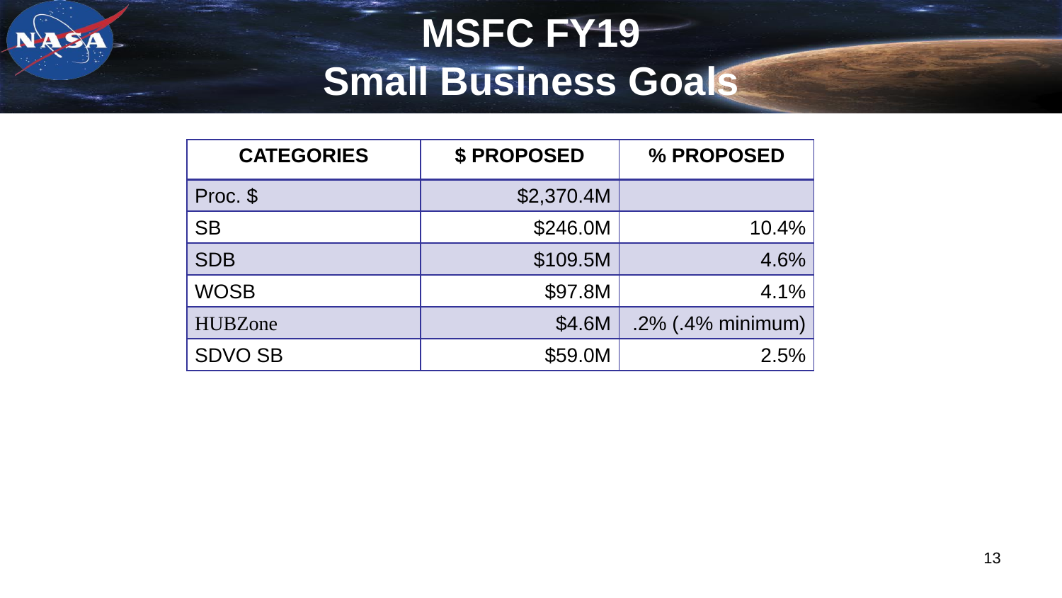# MSFC FY19 Small Business Goals

| CATEGORIES | $ PROPOSED | % PROPOSED |
|---|---|---|
| Proc. $ | $2,370.4M | |
| SB | $246.0M | 10.4% |
| SDB | $109.5M | 4.6% |
| WOSB | $97.8M | 4.1% |
| HUBZone | $4.6M | .2% (.4% minimum) |
| SDVO SB | $59.0M | 2.5% |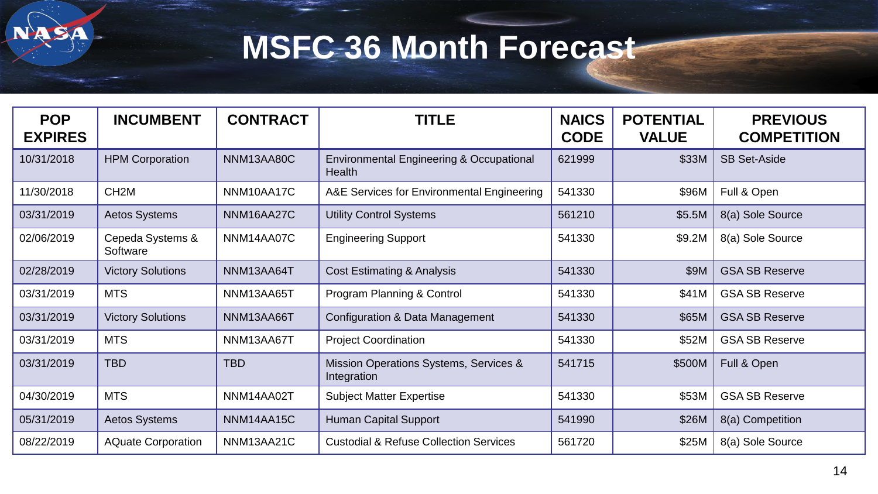# MSFC 36 Month Forecast

| POP EXPIRES | INCUMBENT | CONTRACT | TITLE | NAICS CODE | POTENTIAL VALUE | PREVIOUS COMPETITION |
|---|---|---|---|---|---|---|
| 10/31/2018 | HPM Corporation | NNM13AA80C | Environmental Engineering & Occupational Health | 621999 | $33M | SB Set-Aside |
| 11/30/2018 | CH2M | NNM10AA17C | A&E Services for Environmental Engineering | 541330 | $96M | Full & Open |
| 03/31/2019 | Aetos Systems | NNM16AA27C | Utility Control Systems | 561210 | $5.5M | 8(a) Sole Source |
| 02/06/2019 | Cepeda Systems & Software | NNM14AA07C | Engineering Support | 541330 | $9.2M | 8(a) Sole Source |
| 02/28/2019 | Victory Solutions | NNM13AA64T | Cost Estimating & Analysis | 541330 | $9M | GSA SB Reserve |
| 03/31/2019 | MTS | NNM13AA65T | Program Planning & Control | 541330 | $41M | GSA SB Reserve |
| 03/31/2019 | Victory Solutions | NNM13AA66T | Configuration & Data Management | 541330 | $65M | GSA SB Reserve |
| 03/31/2019 | MTS | NNM13AA67T | Project Coordination | 541330 | $52M | GSA SB Reserve |
| 03/31/2019 | TBD | TBD | Mission Operations Systems, Services & Integration | 541715 | $500M | Full & Open |
| 04/30/2019 | MTS | NNM14AA02T | Subject Matter Expertise | 541330 | $53M | GSA SB Reserve |
| 05/31/2019 | Aetos Systems | NNM14AA15C | Human Capital Support | 541990 | $26M | 8(a) Competition |
| 08/22/2019 | AQuate Corporation | NNM13AA21C | Custodial & Refuse Collection Services | 561720 | $25M | 8(a) Sole Source |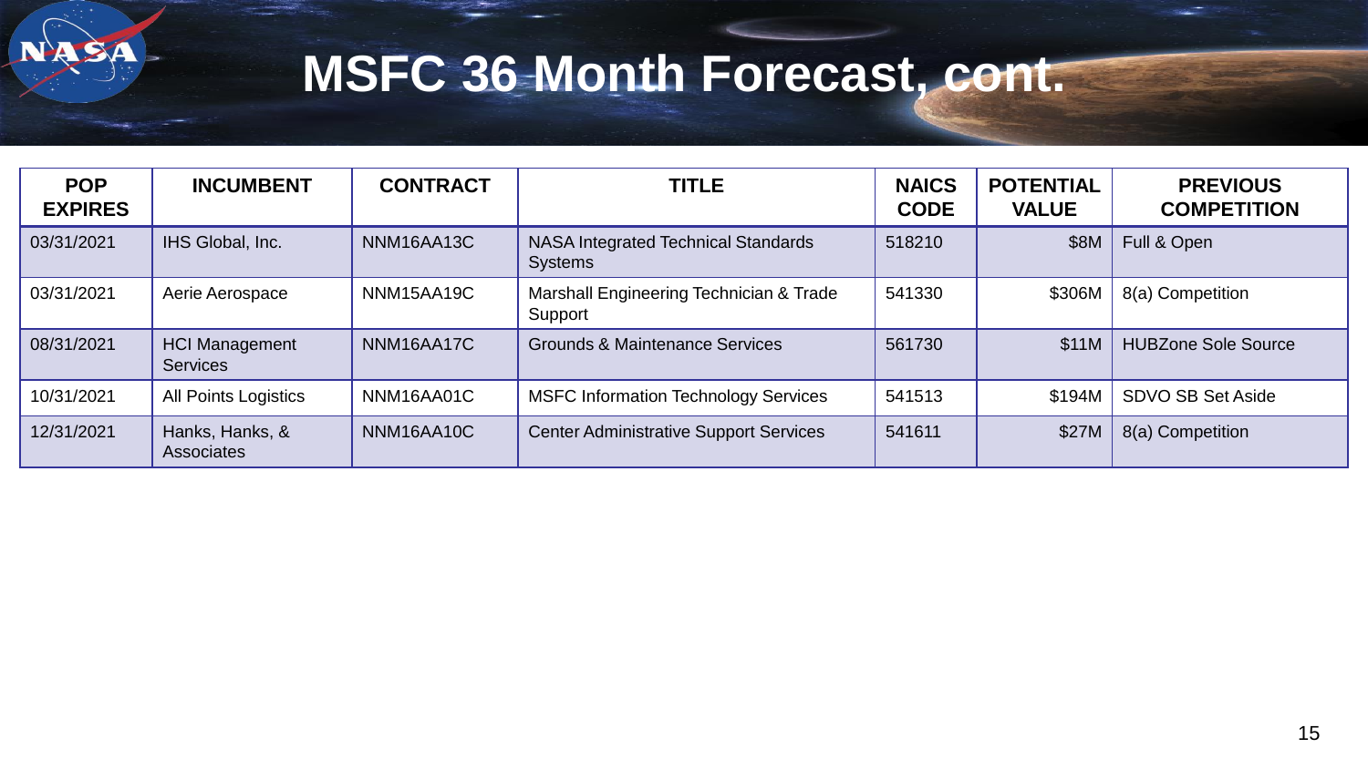# MSFC 36 Month Forecast, cont.

| POP EXPIRES | INCUMBENT | CONTRACT | TITLE | NAICS CODE | POTENTIAL VALUE | PREVIOUS COMPETITION |
|---|---|---|---|---|---|---|
| 03/31/2021 | IHS Global, Inc. | NNM16AA13C | NASA Integrated Technical Standards Systems | 518210 | $8M | Full & Open |
| 03/31/2021 | Aerie Aerospace | NNM15AA19C | Marshall Engineering Technician & Trade Support | 541330 | $306M | 8(a) Competition |
| 08/31/2021 | HCI Management Services | NNM16AA17C | Grounds & Maintenance Services | 561730 | $11M | HUBZone Sole Source |
| 10/31/2021 | All Points Logistics | NNM16AA01C | MSFC Information Technology Services | 541513 | $194M | SDVO SB Set Aside |
| 12/31/2021 | Hanks, Hanks, & Associates | NNM16AA10C | Center Administrative Support Services | 541611 | $27M | 8(a) Competition |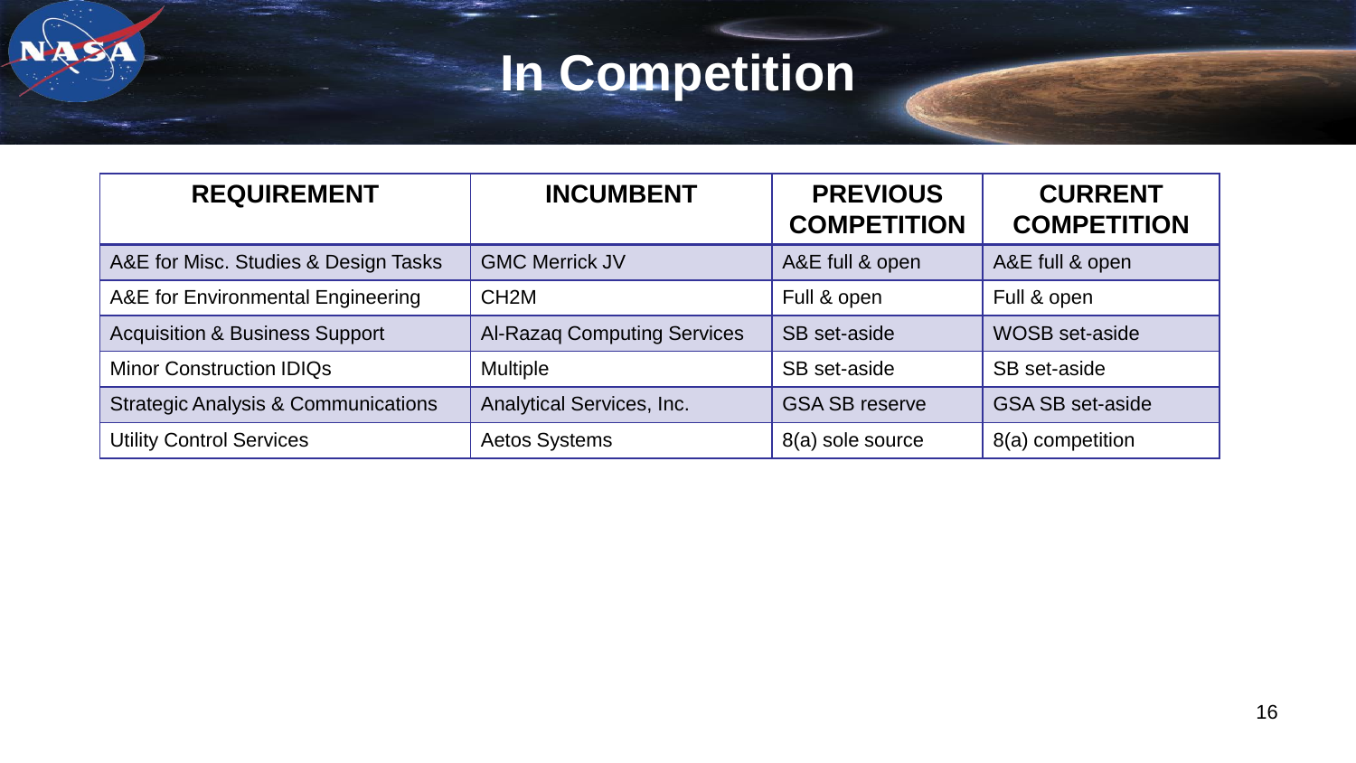# In Competition

| REQUIREMENT | INCUMBENT | PREVIOUS COMPETITION | CURRENT COMPETITION |
|---|---|---|---|
| A&E for Misc. Studies & Design Tasks | GMC Merrick JV | A&E full & open | A&E full & open |
| A&E for Environmental Engineering | CH2M | Full & open | Full & open |
| Acquisition & Business Support | Al-Razaq Computing Services | SB set-aside | WOSB set-aside |
| Minor Construction IDIQs | Multiple | SB set-aside | SB set-aside |
| Strategic Analysis & Communications | Analytical Services, Inc. | GSA SB reserve | GSA SB set-aside |
| Utility Control Services | Aetos Systems | 8(a) sole source | 8(a) competition |